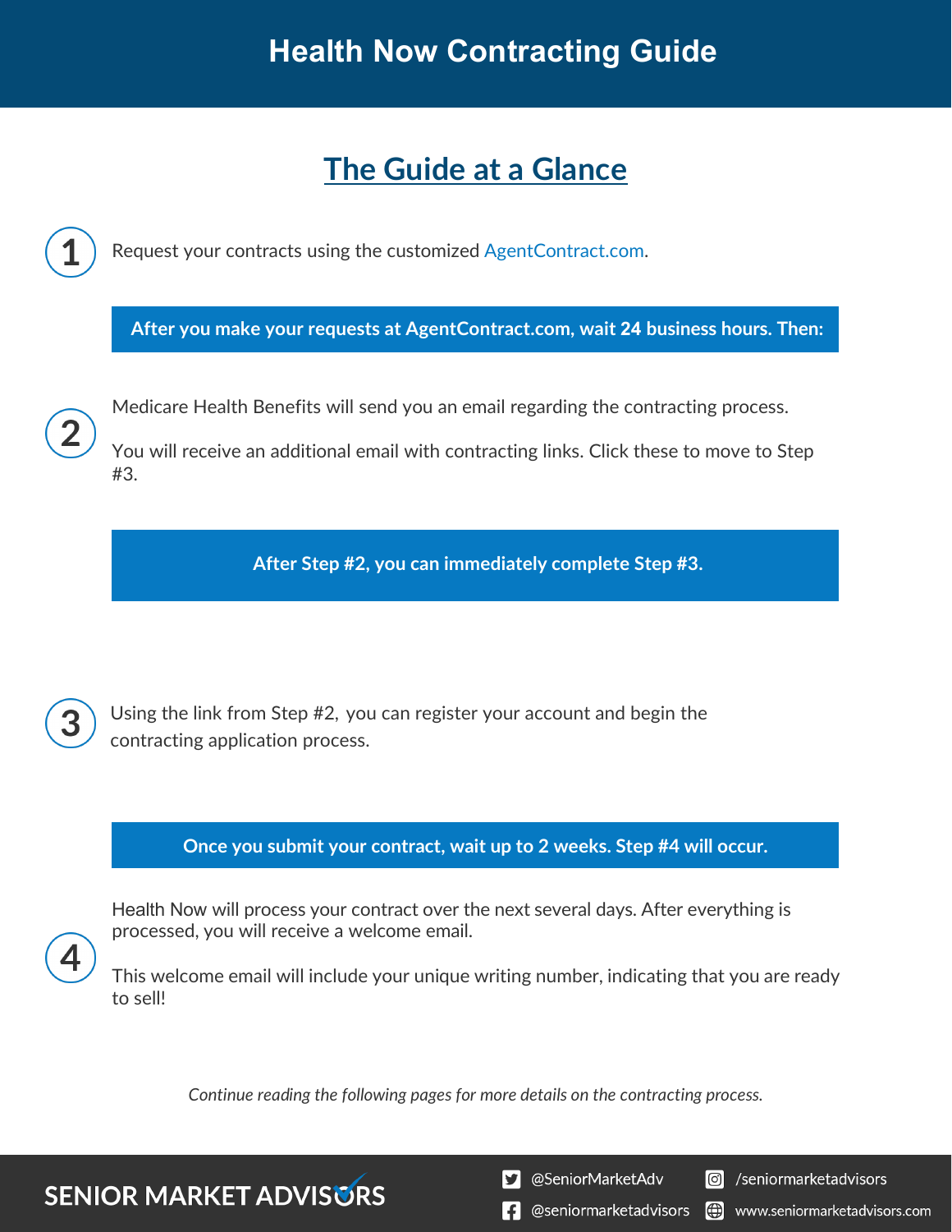# Health Now Contracting Guide

## The Guide at a Glance

**1** Request your contracts using the customized AgentContract.com.

**After you make your requests at AgentContract.com, wait 24 business hours. Then:**

**2** Medicare Health Benefits will send you an email regarding the contracting process.

You will receive an additional email with contracting links. Click these to move to Step #3.

**After Step #2, you can immediately complete Step #3.**

**3** Using the link from Step #2, you can register your account and begin the contracting application process.

**Once you submit your contract, wait up to 2 weeks. Step #4 will occur.**

**4** Health Now will process your contract over the next several days. After everything is processed, you will receive a welcome email.

This welcome email will include your unique writing number, indicating that you are ready to sell!

*Continue reading the following pages for more details on the contracting process.*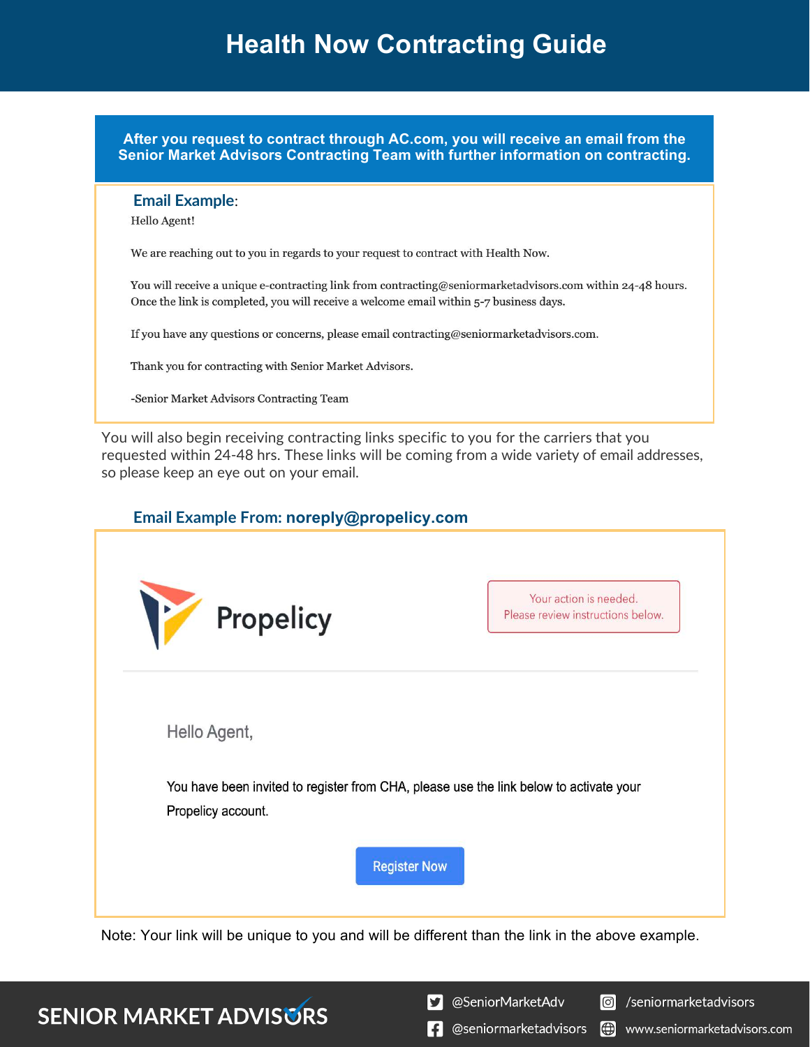# Health Now Contracting Guide

**After you request to contract through AC.com, you will receive an email from the Senior Market Advisors Contracting Team with further information on contracting.**

**Email Example**:

Hello Agent!

We are reaching out to you in regards to your request to contract with Health Now.

You will receive a unique e-contracting link from contracting@seniormarketadvisors.com within 24-48 hours. Once the link is completed, you will receive a welcome email within 5-7 business days.

If you have any questions or concerns, please email contracting@seniormarketadvisors.com.

Thank you for contracting with Senior Market Advisors.

-Senior Market Advisors Contracting Team

You will also begin receiving contracting links specific to you for the carriers that you requested within 24-48 hrs. These links will be coming from a wide variety of email addresses, so please keep an eye out on your email.

**Email Example From: noreply@propelicy.com**

Propelicy

Your action is needed.
Please review instructions below.

Hello Agent,

You have been invited to register from CHA, please use the link below to activate your Propelicy account.

Register Now

Note: Your link will be unique to you and will be different than the link in the above example.

SENIOR MARKET ADVISORS

@SeniorMarketAdv | /seniormarketadvisors | @seniormarketadvisors | www.seniormarketadvisors.com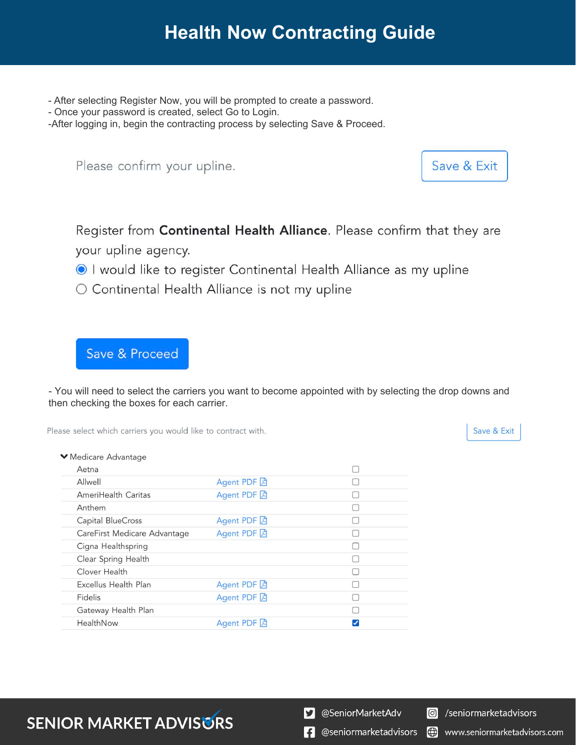# Health Now Contracting Guide

- After selecting Register Now, you will be prompted to create a password.
- Once your password is created, select Go to Login.
- After logging in, begin the contracting process by selecting Save & Proceed.

Please confirm your upline.

Save & Exit

Register from **Continental Health Alliance**. Please confirm that they are your upline agency.

- (selected) I would like to register Continental Health Alliance as my upline
- Continental Health Alliance is not my upline

Save & Proceed

- You will need to select the carriers you want to become appointed with by selecting the drop downs and then checking the boxes for each carrier.

Please select which carriers you would like to contract with.

Save & Exit

Medicare Advantage

| Carrier | Agent PDF | Select |
|---|---|---|
| Aetna | | ☐ |
| Allwell | Agent PDF | ☐ |
| AmeriHealth Caritas | Agent PDF | ☐ |
| Anthem | | ☐ |
| Capital BlueCross | Agent PDF | ☐ |
| CareFirst Medicare Advantage | Agent PDF | ☐ |
| Cigna Healthspring | | ☐ |
| Clear Spring Health | | ☐ |
| Clover Health | | ☐ |
| Excellus Health Plan | Agent PDF | ☐ |
| Fidelis | Agent PDF | ☐ |
| Gateway Health Plan | | ☐ |
| HealthNow | Agent PDF | ☑ |

SENIOR MARKET ADVISORS

@SeniorMarketAdv | /seniormarketadvisors | @seniormarketadvisors | www.seniormarketadvisors.com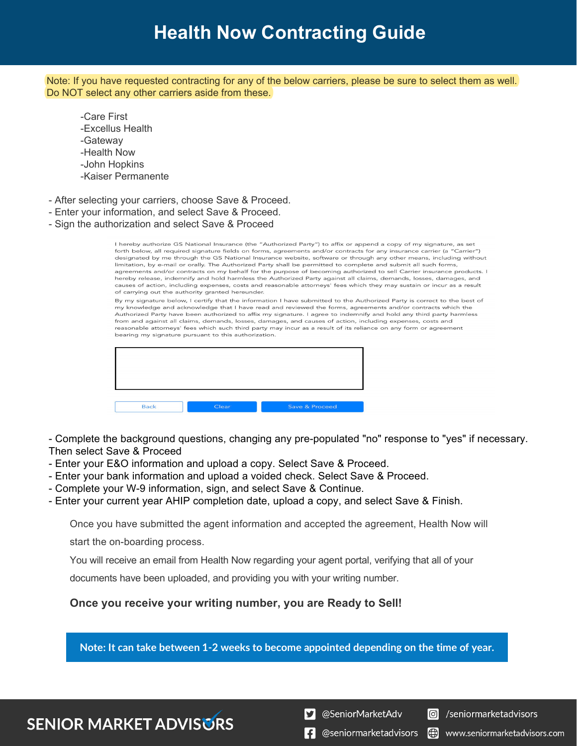# Health Now Contracting Guide

Note: If you have requested contracting for any of the below carriers, please be sure to select them as well. Do NOT select any other carriers aside from these.

- -Care First
- -Excellus Health
- -Gateway
- -Health Now
- -John Hopkins
- -Kaiser Permanente

- After selecting your carriers, choose Save & Proceed.
- Enter your information, and select Save & Proceed.
- Sign the authorization and select Save & Proceed

I hereby authorize GS National Insurance (the "Authorized Party") to affix or append a copy of my signature, as set forth below, all required signature fields on forms, agreements and/or contracts for any insurance carrier (a "Carrier") designated by me through the GS National Insurance website, software or through any other means, including without limitation, by e-mail or orally. The Authorized Party shall be permitted to complete and submit all such forms, agreements and/or contracts on my behalf for the purpose of becoming authorized to sell Carrier insurance products. I hereby release, indemnify and hold harmless the Authorized Party against all claims, demands, losses, damages, and causes of action, including expenses, costs and reasonable attorneys' fees which they may sustain or incur as a result of carrying out the authority granted hereunder.

By my signature below, I certify that the information I have submitted to the Authorized Party is correct to the best of my knowledge and acknowledge that I have read and reviewed the forms, agreements and/or contracts which the Authorized Party have been authorized to affix my signature. I agree to indemnify and hold any third party harmless from and against all claims, demands, losses, damages, and causes of action, including expenses, costs and reasonable attorneys' fees which such third party may incur as a result of its reliance on any form or agreement bearing my signature pursuant to this authorization.

Back | Clear | Save & Proceed

- Complete the background questions, changing any pre-populated "no" response to "yes" if necessary. Then select Save & Proceed
- Enter your E&O information and upload a copy. Select Save & Proceed.
- Enter your bank information and upload a voided check. Select Save & Proceed.
- Complete your W-9 information, sign, and select Save & Continue.
- Enter your current year AHIP completion date, upload a copy, and select Save & Finish.

Once you have submitted the agent information and accepted the agreement, Health Now will start the on-boarding process.

You will receive an email from Health Now regarding your agent portal, verifying that all of your documents have been uploaded, and providing you with your writing number.

**Once you receive your writing number, you are Ready to Sell!**

**Note: It can take between 1-2 weeks to become appointed depending on the time of year.**

SENIOR MARKET ADVISORS

@SeniorMarketAdv | /seniormarketadvisors | @seniormarketadvisors | www.seniormarketadvisors.com